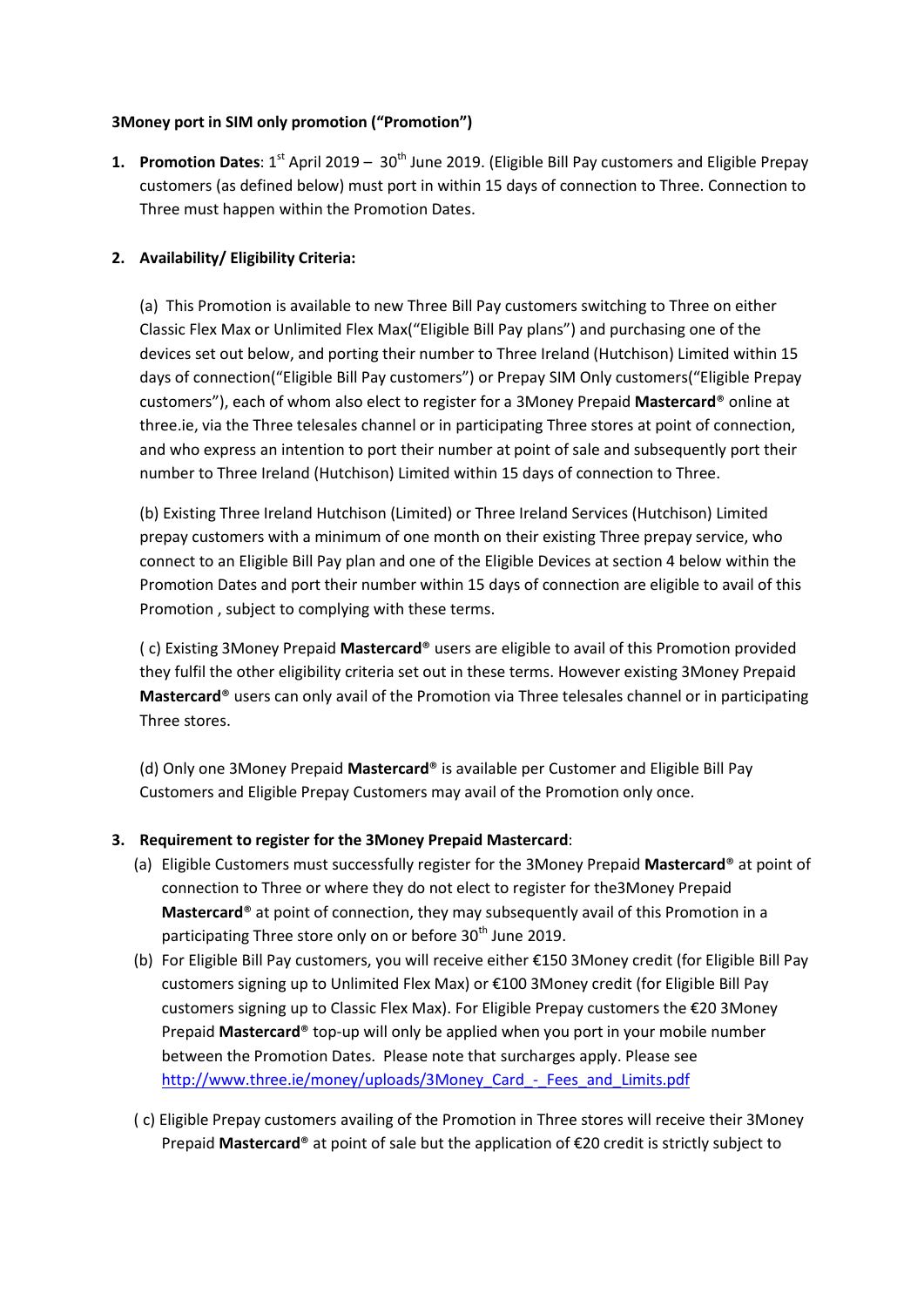**3Money port in SIM only promotion ("Promotion")**

1. **Promotion Dates**: 1st April 2019 – 30th June 2019. (Eligible Bill Pay customers and Eligible Prepay customers (as defined below) must port in within 15 days of connection to Three. Connection to Three must happen within the Promotion Dates.

2. **Availability/ Eligibility Criteria:**

   (a) This Promotion is available to new Three Bill Pay customers switching to Three on either Classic Flex Max or Unlimited Flex Max("Eligible Bill Pay plans") and purchasing one of the devices set out below, and porting their number to Three Ireland (Hutchison) Limited within 15 days of connection("Eligible Bill Pay customers") or Prepay SIM Only customers("Eligible Prepay customers"), each of whom also elect to register for a 3Money Prepaid **Mastercard**® online at three.ie, via the Three telesales channel or in participating Three stores at point of connection, and who express an intention to port their number at point of sale and subsequently port their number to Three Ireland (Hutchison) Limited within 15 days of connection to Three.

   (b) Existing Three Ireland Hutchison (Limited) or Three Ireland Services (Hutchison) Limited prepay customers with a minimum of one month on their existing Three prepay service, who connect to an Eligible Bill Pay plan and one of the Eligible Devices at section 4 below within the Promotion Dates and port their number within 15 days of connection are eligible to avail of this Promotion , subject to complying with these terms.

   ( c) Existing 3Money Prepaid **Mastercard**® users are eligible to avail of this Promotion provided they fulfil the other eligibility criteria set out in these terms. However existing 3Money Prepaid **Mastercard**® users can only avail of the Promotion via Three telesales channel or in participating Three stores.

   (d) Only one 3Money Prepaid **Mastercard**® is available per Customer and Eligible Bill Pay Customers and Eligible Prepay Customers may avail of the Promotion only once.

3. **Requirement to register for the 3Money Prepaid Mastercard**:
   (a) Eligible Customers must successfully register for the 3Money Prepaid **Mastercard**® at point of connection to Three or where they do not elect to register for the3Money Prepaid **Mastercard**® at point of connection, they may subsequently avail of this Promotion in a participating Three store only on or before 30th June 2019.
   (b) For Eligible Bill Pay customers, you will receive either €150 3Money credit (for Eligible Bill Pay customers signing up to Unlimited Flex Max) or €100 3Money credit (for Eligible Bill Pay customers signing up to Classic Flex Max). For Eligible Prepay customers the €20 3Money Prepaid **Mastercard**® top-up will only be applied when you port in your mobile number between the Promotion Dates. Please note that surcharges apply. Please see [http://www.three.ie/money/uploads/3Money_Card_-_Fees_and_Limits.pdf](http://www.three.ie/money/uploads/3Money_Card_-_Fees_and_Limits.pdf)

   ( c) Eligible Prepay customers availing of the Promotion in Three stores will receive their 3Money Prepaid **Mastercard**® at point of sale but the application of €20 credit is strictly subject to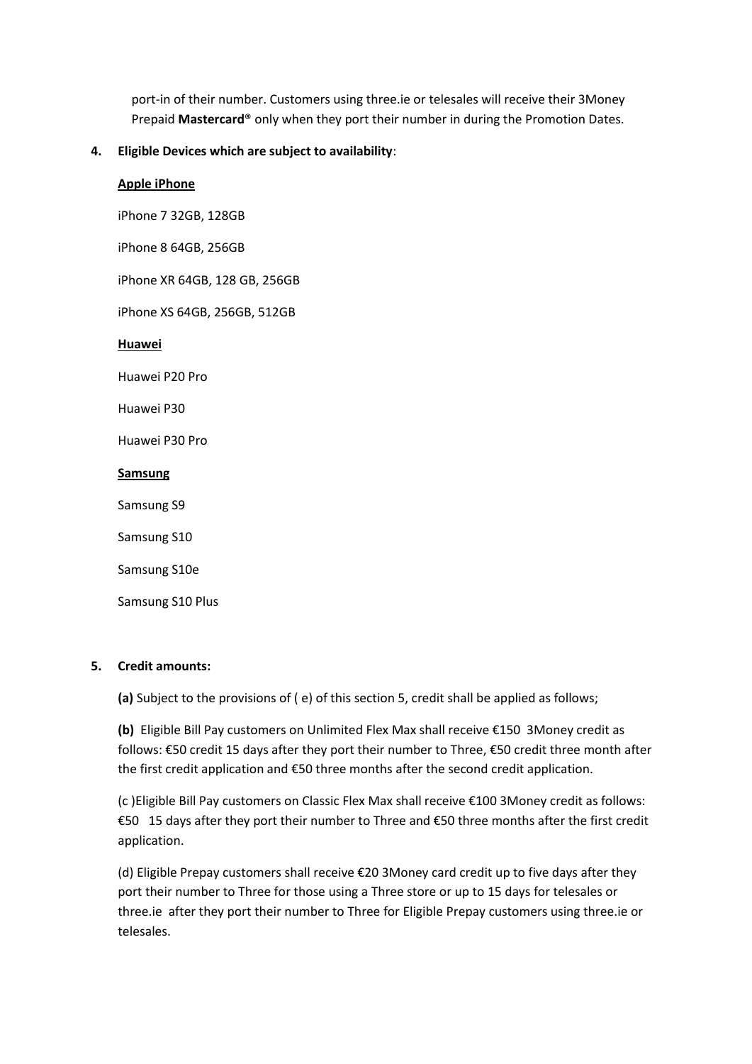port-in of their number. Customers using three.ie or telesales will receive their 3Money Prepaid **Mastercard**® only when they port their number in during the Promotion Dates.

**4. Eligible Devices which are subject to availability**:

**Apple iPhone**

iPhone 7 32GB, 128GB

iPhone 8 64GB, 256GB

iPhone XR 64GB, 128 GB, 256GB

iPhone XS 64GB, 256GB, 512GB

**Huawei**

Huawei P20 Pro

Huawei P30

Huawei P30 Pro

**Samsung**

Samsung S9

Samsung S10

Samsung S10e

Samsung S10 Plus

**5. Credit amounts:**

**(a)** Subject to the provisions of ( e) of this section 5, credit shall be applied as follows;

**(b)** Eligible Bill Pay customers on Unlimited Flex Max shall receive €150 3Money credit as follows: €50 credit 15 days after they port their number to Three, €50 credit three month after the first credit application and €50 three months after the second credit application.

(c )Eligible Bill Pay customers on Classic Flex Max shall receive €100 3Money credit as follows: €50 15 days after they port their number to Three and €50 three months after the first credit application.

(d) Eligible Prepay customers shall receive €20 3Money card credit up to five days after they port their number to Three for those using a Three store or up to 15 days for telesales or three.ie after they port their number to Three for Eligible Prepay customers using three.ie or telesales.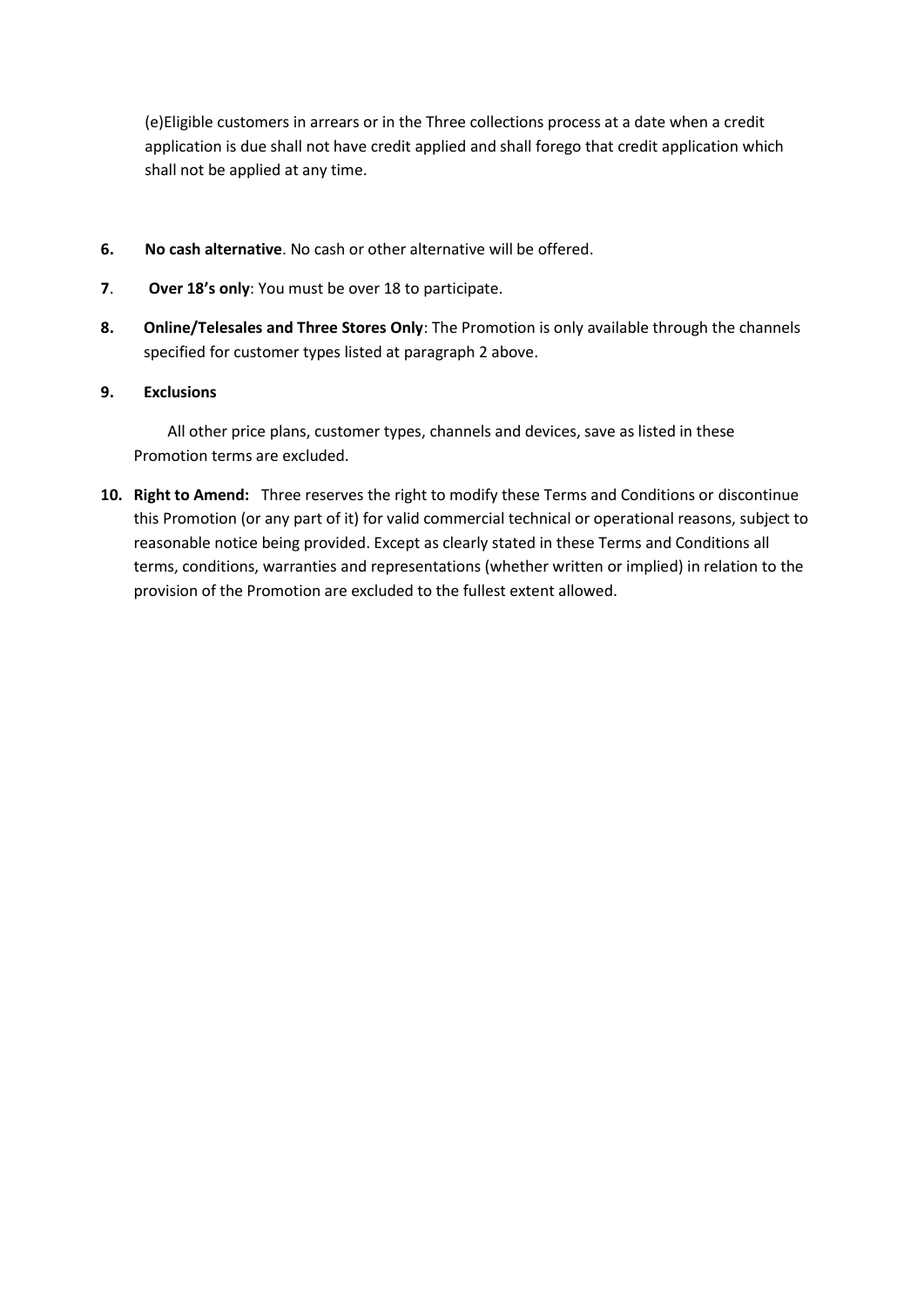(e)Eligible customers in arrears or in the Three collections process at a date when a credit application is due shall not have credit applied and shall forego that credit application which shall not be applied at any time.

**6.** **No cash alternative**. No cash or other alternative will be offered.

**7**. **Over 18's only**: You must be over 18 to participate.

**8.** **Online/Telesales and Three Stores Only**: The Promotion is only available through the channels specified for customer types listed at paragraph 2 above.

**9.** **Exclusions**

All other price plans, customer types, channels and devices, save as listed in these Promotion terms are excluded.

**10.** **Right to Amend:** Three reserves the right to modify these Terms and Conditions or discontinue this Promotion (or any part of it) for valid commercial technical or operational reasons, subject to reasonable notice being provided. Except as clearly stated in these Terms and Conditions all terms, conditions, warranties and representations (whether written or implied) in relation to the provision of the Promotion are excluded to the fullest extent allowed.